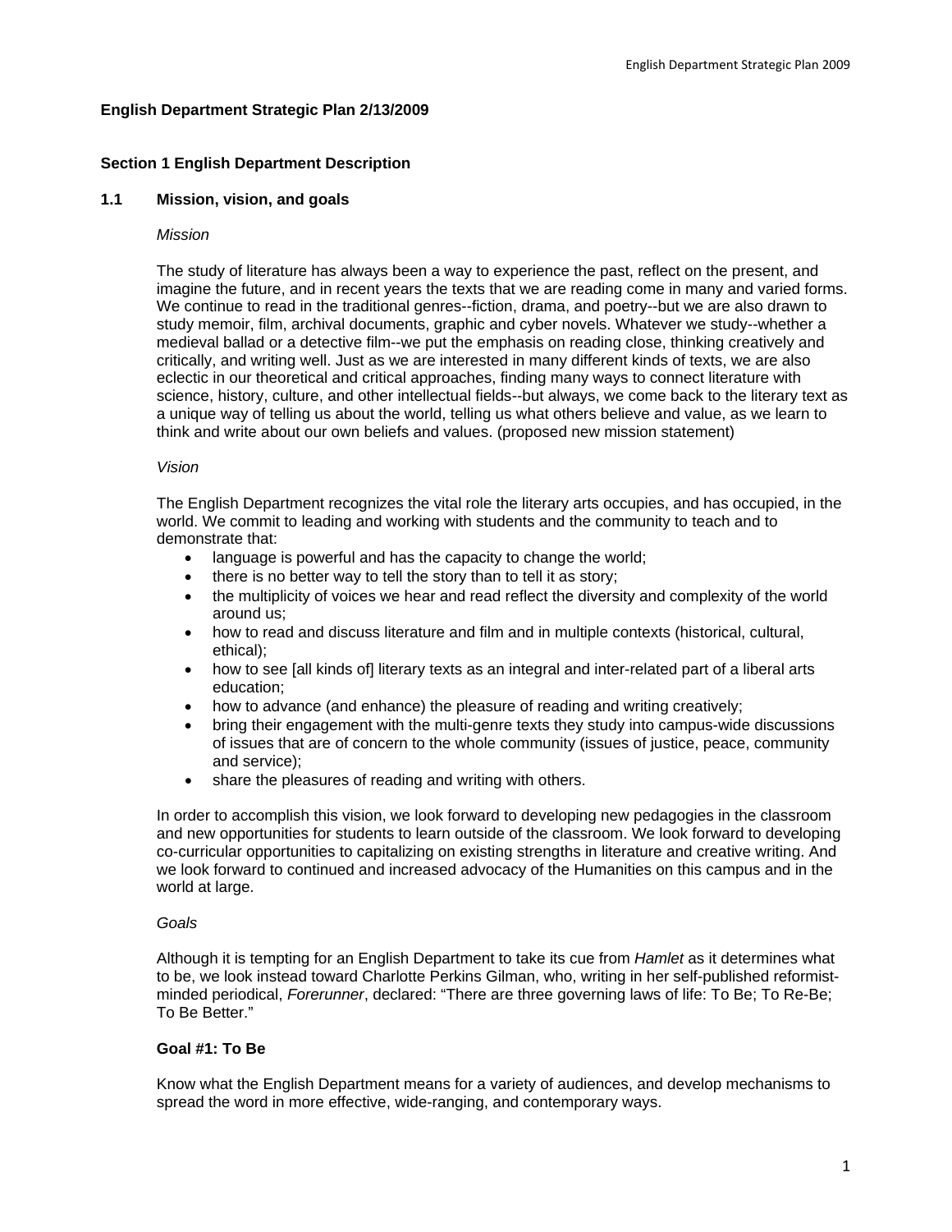# English Department Strategic Plan 2/13/2009

## Section 1 English Department Description

### 1.1 Mission, vision, and goals

*Mission*

The study of literature has always been a way to experience the past, reflect on the present, and imagine the future, and in recent years the texts that we are reading come in many and varied forms. We continue to read in the traditional genres--fiction, drama, and poetry--but we are also drawn to study memoir, film, archival documents, graphic and cyber novels. Whatever we study--whether a medieval ballad or a detective film--we put the emphasis on reading close, thinking creatively and critically, and writing well. Just as we are interested in many different kinds of texts, we are also eclectic in our theoretical and critical approaches, finding many ways to connect literature with science, history, culture, and other intellectual fields--but always, we come back to the literary text as a unique way of telling us about the world, telling us what others believe and value, as we learn to think and write about our own beliefs and values. (proposed new mission statement)

*Vision*

The English Department recognizes the vital role the literary arts occupies, and has occupied, in the world. We commit to leading and working with students and the community to teach and to demonstrate that:

- language is powerful and has the capacity to change the world;
- there is no better way to tell the story than to tell it as story;
- the multiplicity of voices we hear and read reflect the diversity and complexity of the world around us;
- how to read and discuss literature and film and in multiple contexts (historical, cultural, ethical);
- how to see [all kinds of] literary texts as an integral and inter-related part of a liberal arts education;
- how to advance (and enhance) the pleasure of reading and writing creatively;
- bring their engagement with the multi-genre texts they study into campus-wide discussions of issues that are of concern to the whole community (issues of justice, peace, community and service);
- share the pleasures of reading and writing with others.

In order to accomplish this vision, we look forward to developing new pedagogies in the classroom and new opportunities for students to learn outside of the classroom. We look forward to developing co-curricular opportunities to capitalizing on existing strengths in literature and creative writing. And we look forward to continued and increased advocacy of the Humanities on this campus and in the world at large.

*Goals*

Although it is tempting for an English Department to take its cue from *Hamlet* as it determines what to be, we look instead toward Charlotte Perkins Gilman, who, writing in her self-published reformist-minded periodical, *Forerunner*, declared: "There are three governing laws of life: To Be; To Re-Be; To Be Better."

**Goal #1: To Be**

Know what the English Department means for a variety of audiences, and develop mechanisms to spread the word in more effective, wide-ranging, and contemporary ways.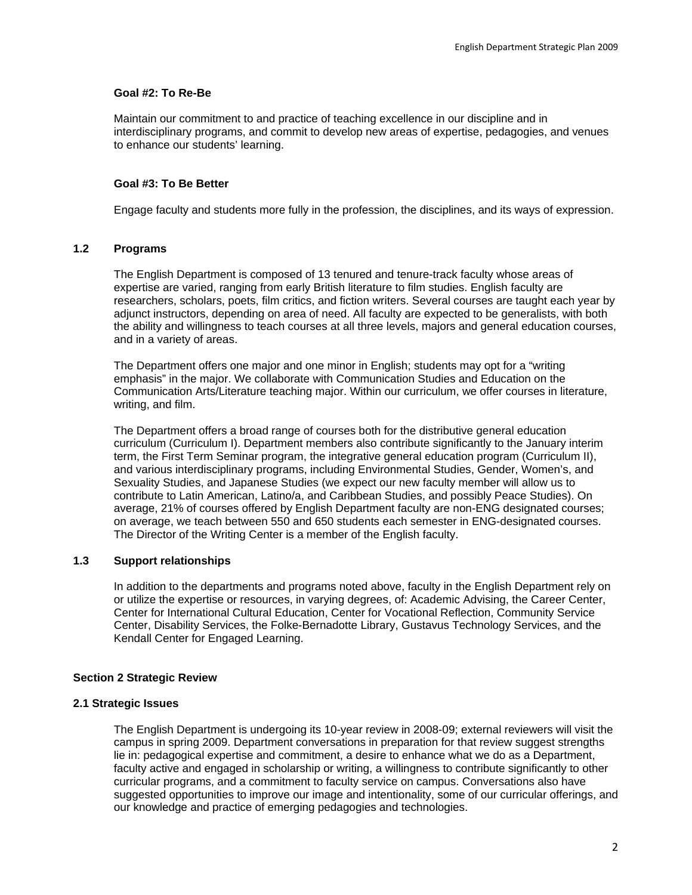**Goal #2: To Re-Be**

Maintain our commitment to and practice of teaching excellence in our discipline and in interdisciplinary programs, and commit to develop new areas of expertise, pedagogies, and venues to enhance our students' learning.

**Goal #3: To Be Better**

Engage faculty and students more fully in the profession, the disciplines, and its ways of expression.

### 1.2 Programs

The English Department is composed of 13 tenured and tenure-track faculty whose areas of expertise are varied, ranging from early British literature to film studies. English faculty are researchers, scholars, poets, film critics, and fiction writers. Several courses are taught each year by adjunct instructors, depending on area of need. All faculty are expected to be generalists, with both the ability and willingness to teach courses at all three levels, majors and general education courses, and in a variety of areas.

The Department offers one major and one minor in English; students may opt for a "writing emphasis" in the major. We collaborate with Communication Studies and Education on the Communication Arts/Literature teaching major. Within our curriculum, we offer courses in literature, writing, and film.

The Department offers a broad range of courses both for the distributive general education curriculum (Curriculum I). Department members also contribute significantly to the January interim term, the First Term Seminar program, the integrative general education program (Curriculum II), and various interdisciplinary programs, including Environmental Studies, Gender, Women's, and Sexuality Studies, and Japanese Studies (we expect our new faculty member will allow us to contribute to Latin American, Latino/a, and Caribbean Studies, and possibly Peace Studies). On average, 21% of courses offered by English Department faculty are non-ENG designated courses; on average, we teach between 550 and 650 students each semester in ENG-designated courses. The Director of the Writing Center is a member of the English faculty.

### 1.3 Support relationships

In addition to the departments and programs noted above, faculty in the English Department rely on or utilize the expertise or resources, in varying degrees, of: Academic Advising, the Career Center, Center for International Cultural Education, Center for Vocational Reflection, Community Service Center, Disability Services, the Folke-Bernadotte Library, Gustavus Technology Services, and the Kendall Center for Engaged Learning.

## Section 2 Strategic Review

### 2.1 Strategic Issues

The English Department is undergoing its 10-year review in 2008-09; external reviewers will visit the campus in spring 2009. Department conversations in preparation for that review suggest strengths lie in: pedagogical expertise and commitment, a desire to enhance what we do as a Department, faculty active and engaged in scholarship or writing, a willingness to contribute significantly to other curricular programs, and a commitment to faculty service on campus. Conversations also have suggested opportunities to improve our image and intentionality, some of our curricular offerings, and our knowledge and practice of emerging pedagogies and technologies.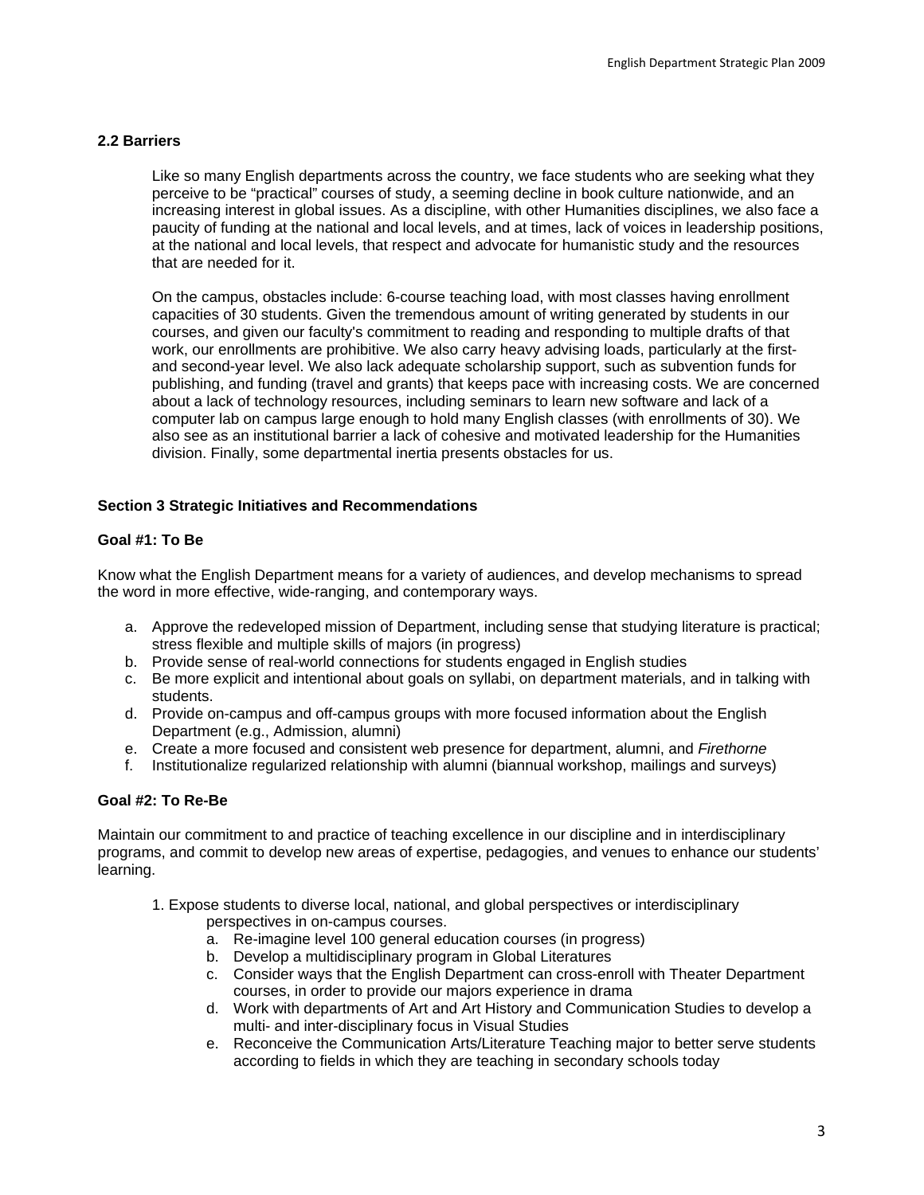### 2.2 Barriers

Like so many English departments across the country, we face students who are seeking what they perceive to be "practical" courses of study, a seeming decline in book culture nationwide, and an increasing interest in global issues. As a discipline, with other Humanities disciplines, we also face a paucity of funding at the national and local levels, and at times, lack of voices in leadership positions, at the national and local levels, that respect and advocate for humanistic study and the resources that are needed for it.

On the campus, obstacles include: 6-course teaching load, with most classes having enrollment capacities of 30 students. Given the tremendous amount of writing generated by students in our courses, and given our faculty's commitment to reading and responding to multiple drafts of that work, our enrollments are prohibitive. We also carry heavy advising loads, particularly at the first- and second-year level. We also lack adequate scholarship support, such as subvention funds for publishing, and funding (travel and grants) that keeps pace with increasing costs. We are concerned about a lack of technology resources, including seminars to learn new software and lack of a computer lab on campus large enough to hold many English classes (with enrollments of 30). We also see as an institutional barrier a lack of cohesive and motivated leadership for the Humanities division. Finally, some departmental inertia presents obstacles for us.

## Section 3 Strategic Initiatives and Recommendations

### Goal #1: To Be

Know what the English Department means for a variety of audiences, and develop mechanisms to spread the word in more effective, wide-ranging, and contemporary ways.

a. Approve the redeveloped mission of Department, including sense that studying literature is practical; stress flexible and multiple skills of majors (in progress)
b. Provide sense of real-world connections for students engaged in English studies
c. Be more explicit and intentional about goals on syllabi, on department materials, and in talking with students.
d. Provide on-campus and off-campus groups with more focused information about the English Department (e.g., Admission, alumni)
e. Create a more focused and consistent web presence for department, alumni, and *Firethorne*
f. Institutionalize regularized relationship with alumni (biannual workshop, mailings and surveys)

### Goal #2: To Re-Be

Maintain our commitment to and practice of teaching excellence in our discipline and in interdisciplinary programs, and commit to develop new areas of expertise, pedagogies, and venues to enhance our students' learning.

1. Expose students to diverse local, national, and global perspectives or interdisciplinary perspectives in on-campus courses.
   a. Re-imagine level 100 general education courses (in progress)
   b. Develop a multidisciplinary program in Global Literatures
   c. Consider ways that the English Department can cross-enroll with Theater Department courses, in order to provide our majors experience in drama
   d. Work with departments of Art and Art History and Communication Studies to develop a multi- and inter-disciplinary focus in Visual Studies
   e. Reconceive the Communication Arts/Literature Teaching major to better serve students according to fields in which they are teaching in secondary schools today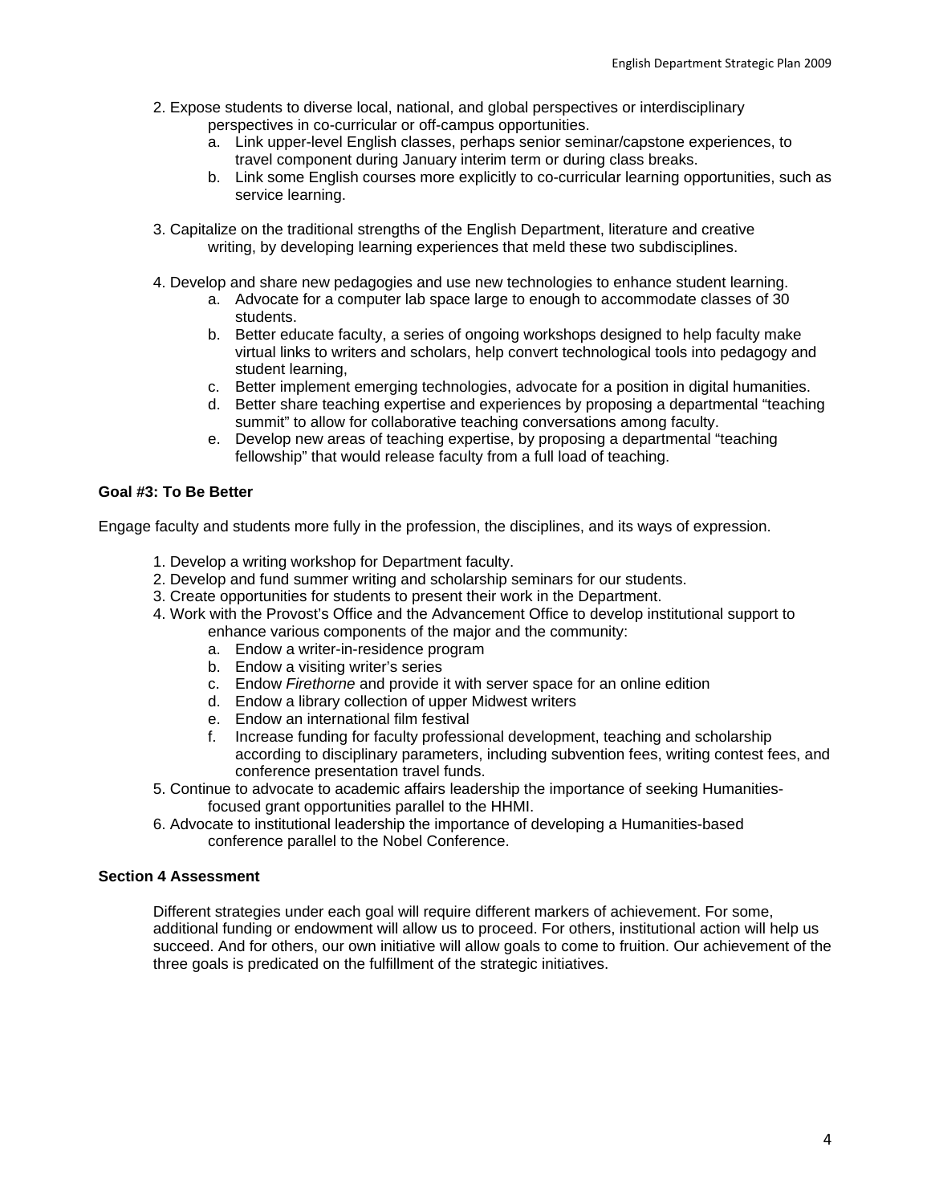2. Expose students to diverse local, national, and global perspectives or interdisciplinary perspectives in co-curricular or off-campus opportunities.
    a. Link upper-level English classes, perhaps senior seminar/capstone experiences, to travel component during January interim term or during class breaks.
    b. Link some English courses more explicitly to co-curricular learning opportunities, such as service learning.

3. Capitalize on the traditional strengths of the English Department, literature and creative writing, by developing learning experiences that meld these two subdisciplines.

4. Develop and share new pedagogies and use new technologies to enhance student learning.
    a. Advocate for a computer lab space large to enough to accommodate classes of 30 students.
    b. Better educate faculty, a series of ongoing workshops designed to help faculty make virtual links to writers and scholars, help convert technological tools into pedagogy and student learning,
    c. Better implement emerging technologies, advocate for a position in digital humanities.
    d. Better share teaching expertise and experiences by proposing a departmental "teaching summit" to allow for collaborative teaching conversations among faculty.
    e. Develop new areas of teaching expertise, by proposing a departmental "teaching fellowship" that would release faculty from a full load of teaching.

**Goal #3: To Be Better**

Engage faculty and students more fully in the profession, the disciplines, and its ways of expression.

1. Develop a writing workshop for Department faculty.
2. Develop and fund summer writing and scholarship seminars for our students.
3. Create opportunities for students to present their work in the Department.
4. Work with the Provost's Office and the Advancement Office to develop institutional support to enhance various components of the major and the community:
    a. Endow a writer-in-residence program
    b. Endow a visiting writer's series
    c. Endow *Firethorne* and provide it with server space for an online edition
    d. Endow a library collection of upper Midwest writers
    e. Endow an international film festival
    f. Increase funding for faculty professional development, teaching and scholarship according to disciplinary parameters, including subvention fees, writing contest fees, and conference presentation travel funds.
5. Continue to advocate to academic affairs leadership the importance of seeking Humanities-focused grant opportunities parallel to the HHMI.
6. Advocate to institutional leadership the importance of developing a Humanities-based conference parallel to the Nobel Conference.

**Section 4 Assessment**

Different strategies under each goal will require different markers of achievement. For some, additional funding or endowment will allow us to proceed. For others, institutional action will help us succeed. And for others, our own initiative will allow goals to come to fruition. Our achievement of the three goals is predicated on the fulfillment of the strategic initiatives.